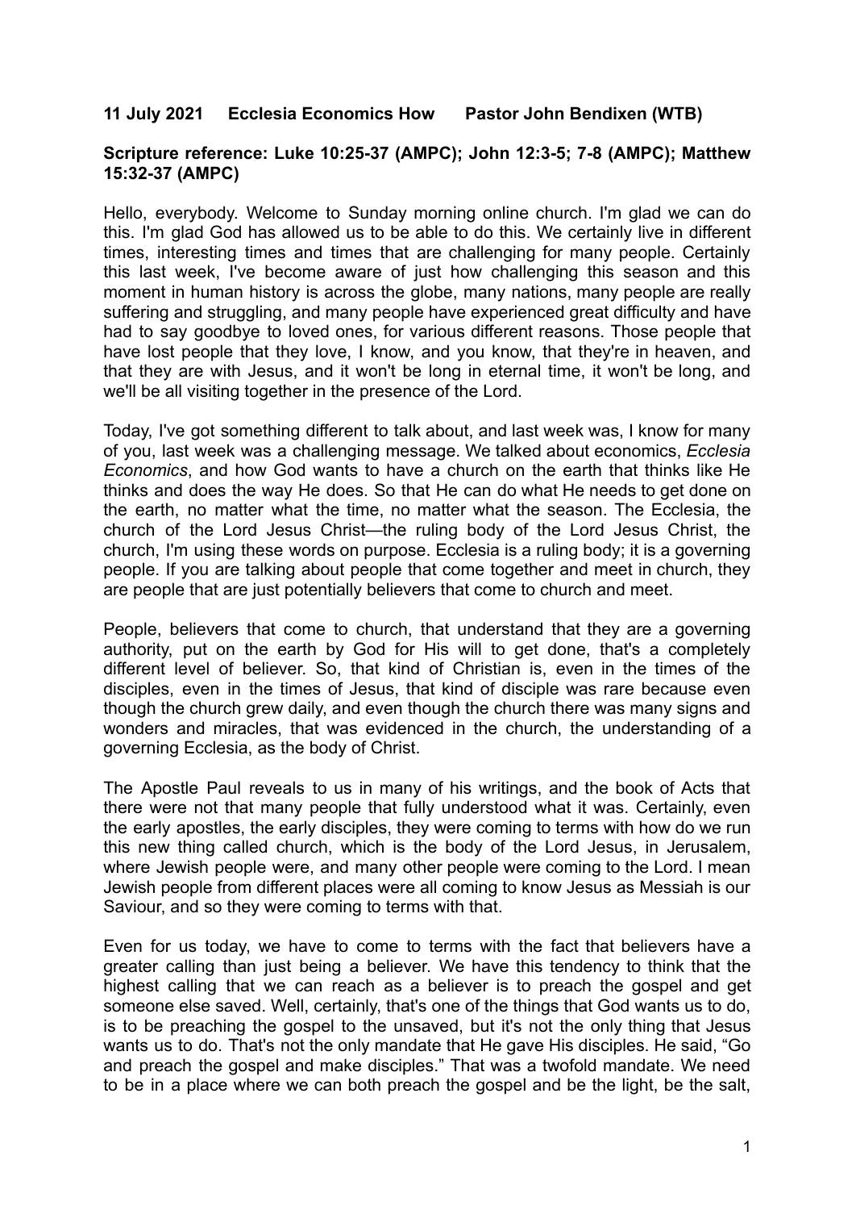**11 July 2021 Ecclesia Economics How Pastor John Bendixen (WTB)**

**Scripture reference: Luke 10:25-37 (AMPC); John 12:3-5; 7-8 (AMPC); Matthew 15:32-37 (AMPC)**

Hello, everybody. Welcome to Sunday morning online church. I'm glad we can do this. I'm glad God has allowed us to be able to do this. We certainly live in different times, interesting times and times that are challenging for many people. Certainly this last week, I've become aware of just how challenging this season and this moment in human history is across the globe, many nations, many people are really suffering and struggling, and many people have experienced great difficulty and have had to say goodbye to loved ones, for various different reasons. Those people that have lost people that they love, I know, and you know, that they're in heaven, and that they are with Jesus, and it won't be long in eternal time, it won't be long, and we'll be all visiting together in the presence of the Lord.

Today, I've got something different to talk about, and last week was, I know for many of you, last week was a challenging message. We talked about economics, *Ecclesia Economics*, and how God wants to have a church on the earth that thinks like He thinks and does the way He does. So that He can do what He needs to get done on the earth, no matter what the time, no matter what the season. The Ecclesia, the church of the Lord Jesus Christ—the ruling body of the Lord Jesus Christ, the church, I'm using these words on purpose. Ecclesia is a ruling body; it is a governing people. If you are talking about people that come together and meet in church, they are people that are just potentially believers that come to church and meet.

People, believers that come to church, that understand that they are a governing authority, put on the earth by God for His will to get done, that's a completely different level of believer. So, that kind of Christian is, even in the times of the disciples, even in the times of Jesus, that kind of disciple was rare because even though the church grew daily, and even though the church there was many signs and wonders and miracles, that was evidenced in the church, the understanding of a governing Ecclesia, as the body of Christ.

The Apostle Paul reveals to us in many of his writings, and the book of Acts that there were not that many people that fully understood what it was. Certainly, even the early apostles, the early disciples, they were coming to terms with how do we run this new thing called church, which is the body of the Lord Jesus, in Jerusalem, where Jewish people were, and many other people were coming to the Lord. I mean Jewish people from different places were all coming to know Jesus as Messiah is our Saviour, and so they were coming to terms with that.

Even for us today, we have to come to terms with the fact that believers have a greater calling than just being a believer. We have this tendency to think that the highest calling that we can reach as a believer is to preach the gospel and get someone else saved. Well, certainly, that's one of the things that God wants us to do, is to be preaching the gospel to the unsaved, but it's not the only thing that Jesus wants us to do. That's not the only mandate that He gave His disciples. He said, "Go and preach the gospel and make disciples." That was a twofold mandate. We need to be in a place where we can both preach the gospel and be the light, be the salt,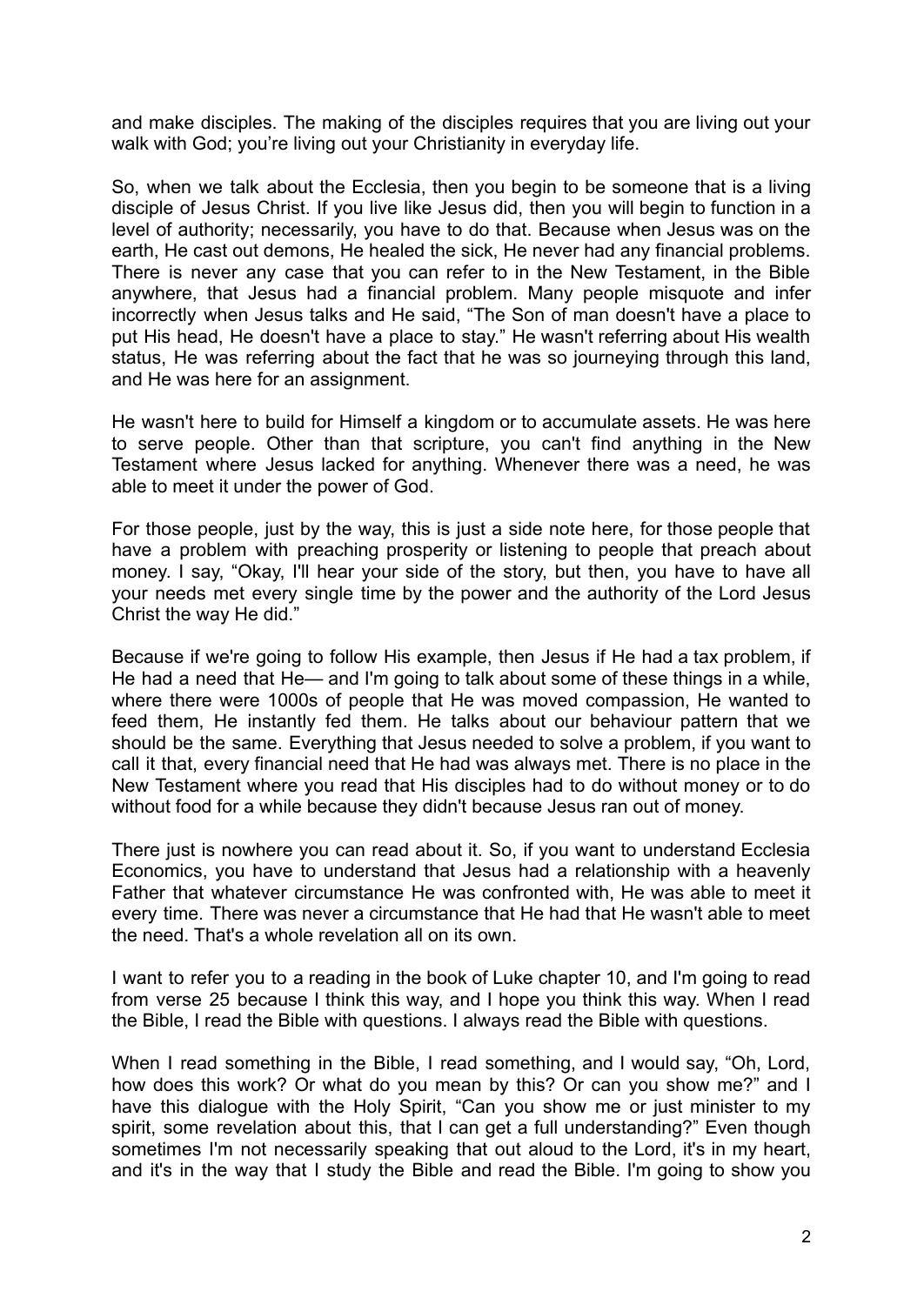and make disciples. The making of the disciples requires that you are living out your walk with God; you're living out your Christianity in everyday life.

So, when we talk about the Ecclesia, then you begin to be someone that is a living disciple of Jesus Christ. If you live like Jesus did, then you will begin to function in a level of authority; necessarily, you have to do that. Because when Jesus was on the earth, He cast out demons, He healed the sick, He never had any financial problems. There is never any case that you can refer to in the New Testament, in the Bible anywhere, that Jesus had a financial problem. Many people misquote and infer incorrectly when Jesus talks and He said, "The Son of man doesn't have a place to put His head, He doesn't have a place to stay." He wasn't referring about His wealth status, He was referring about the fact that he was so journeying through this land, and He was here for an assignment.

He wasn't here to build for Himself a kingdom or to accumulate assets. He was here to serve people. Other than that scripture, you can't find anything in the New Testament where Jesus lacked for anything. Whenever there was a need, he was able to meet it under the power of God.

For those people, just by the way, this is just a side note here, for those people that have a problem with preaching prosperity or listening to people that preach about money. I say, "Okay, I'll hear your side of the story, but then, you have to have all your needs met every single time by the power and the authority of the Lord Jesus Christ the way He did."

Because if we're going to follow His example, then Jesus if He had a tax problem, if He had a need that He— and I'm going to talk about some of these things in a while, where there were 1000s of people that He was moved compassion, He wanted to feed them, He instantly fed them. He talks about our behaviour pattern that we should be the same. Everything that Jesus needed to solve a problem, if you want to call it that, every financial need that He had was always met. There is no place in the New Testament where you read that His disciples had to do without money or to do without food for a while because they didn't because Jesus ran out of money.

There just is nowhere you can read about it. So, if you want to understand Ecclesia Economics, you have to understand that Jesus had a relationship with a heavenly Father that whatever circumstance He was confronted with, He was able to meet it every time. There was never a circumstance that He had that He wasn't able to meet the need. That's a whole revelation all on its own.

I want to refer you to a reading in the book of Luke chapter 10, and I'm going to read from verse 25 because I think this way, and I hope you think this way. When I read the Bible, I read the Bible with questions. I always read the Bible with questions.

When I read something in the Bible, I read something, and I would say, "Oh, Lord, how does this work? Or what do you mean by this? Or can you show me?" and I have this dialogue with the Holy Spirit, "Can you show me or just minister to my spirit, some revelation about this, that I can get a full understanding?" Even though sometimes I'm not necessarily speaking that out aloud to the Lord, it's in my heart, and it's in the way that I study the Bible and read the Bible. I'm going to show you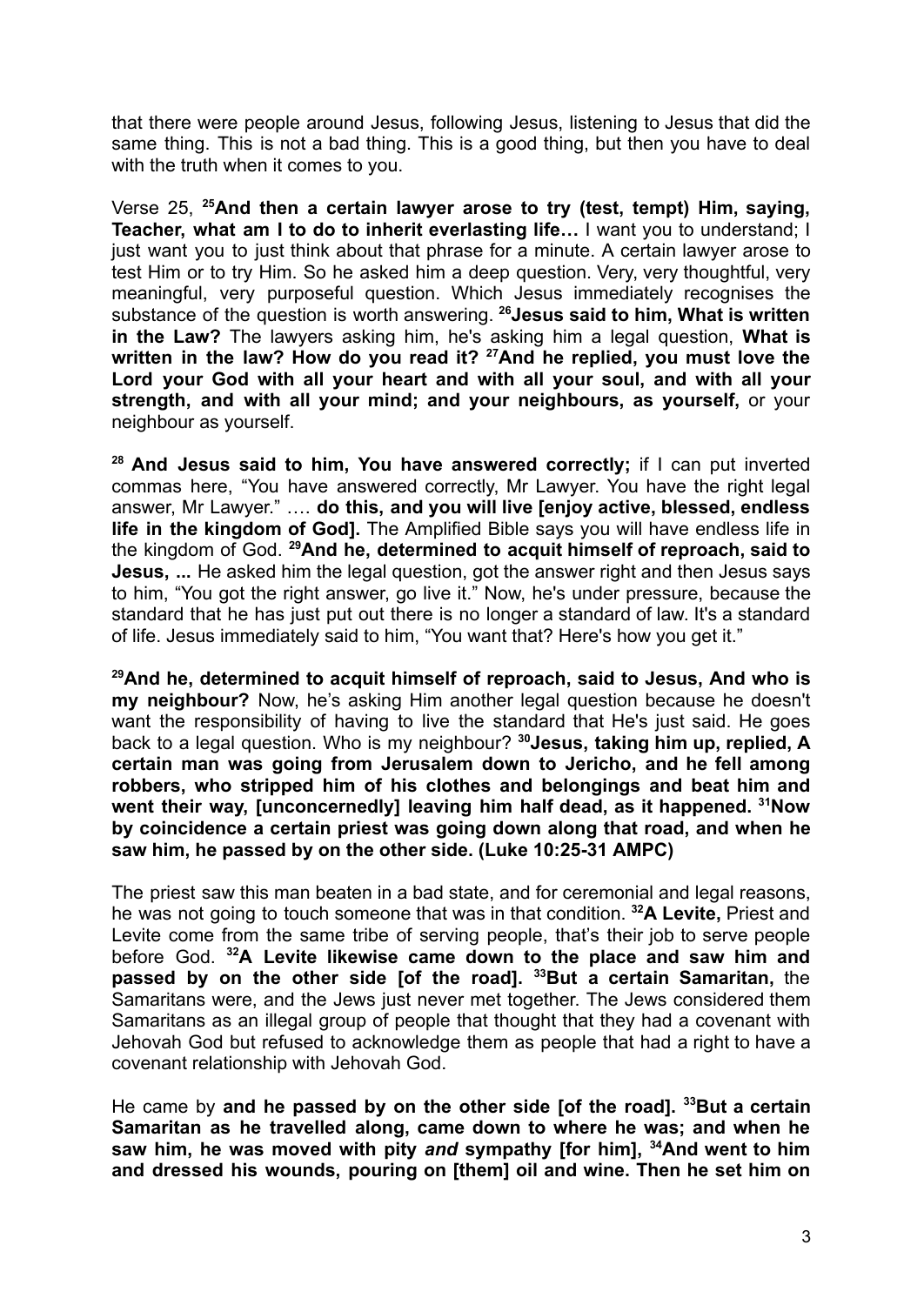that there were people around Jesus, following Jesus, listening to Jesus that did the same thing. This is not a bad thing. This is a good thing, but then you have to deal with the truth when it comes to you.

Verse 25, **[25]And then a certain lawyer arose to try (test, tempt) Him, saying, Teacher, what am I to do to inherit everlasting life…** I want you to understand; I just want you to just think about that phrase for a minute. A certain lawyer arose to test Him or to try Him. So he asked him a deep question. Very, very thoughtful, very meaningful, very purposeful question. Which Jesus immediately recognises the substance of the question is worth answering. **[26]Jesus said to him, What is written in the Law?** The lawyers asking him, he's asking him a legal question, **What is written in the law? How do you read it? [27]And he replied, you must love the Lord your God with all your heart and with all your soul, and with all your strength, and with all your mind; and your neighbours, as yourself,** or your neighbour as yourself.

**[28] And Jesus said to him, You have answered correctly;** if I can put inverted commas here, "You have answered correctly, Mr Lawyer. You have the right legal answer, Mr Lawyer." …. **do this, and you will live [enjoy active, blessed, endless life in the kingdom of God].** The Amplified Bible says you will have endless life in the kingdom of God. **[29]And he, determined to acquit himself of reproach, said to Jesus, ...** He asked him the legal question, got the answer right and then Jesus says to him, "You got the right answer, go live it." Now, he's under pressure, because the standard that he has just put out there is no longer a standard of law. It's a standard of life. Jesus immediately said to him, "You want that? Here's how you get it."

**[29]And he, determined to acquit himself of reproach, said to Jesus, And who is my neighbour?** Now, he's asking Him another legal question because he doesn't want the responsibility of having to live the standard that He's just said. He goes back to a legal question. Who is my neighbour? **[30]Jesus, taking him up, replied, A certain man was going from Jerusalem down to Jericho, and he fell among robbers, who stripped him of his clothes and belongings and beat him and went their way, [unconcernedly] leaving him half dead, as it happened. [31]Now by coincidence a certain priest was going down along that road, and when he saw him, he passed by on the other side. (Luke 10:25-31 AMPC)**

The priest saw this man beaten in a bad state, and for ceremonial and legal reasons, he was not going to touch someone that was in that condition. **[32]A Levite,** Priest and Levite come from the same tribe of serving people, that's their job to serve people before God. **[32]A Levite likewise came down to the place and saw him and passed by on the other side [of the road]. [33]But a certain Samaritan,** the Samaritans were, and the Jews just never met together. The Jews considered them Samaritans as an illegal group of people that thought that they had a covenant with Jehovah God but refused to acknowledge them as people that had a right to have a covenant relationship with Jehovah God.

He came by **and he passed by on the other side [of the road]. [33]But a certain Samaritan as he travelled along, came down to where he was; and when he saw him, he was moved with pity *and* sympathy [for him], [34]And went to him and dressed his wounds, pouring on [them] oil and wine. Then he set him on**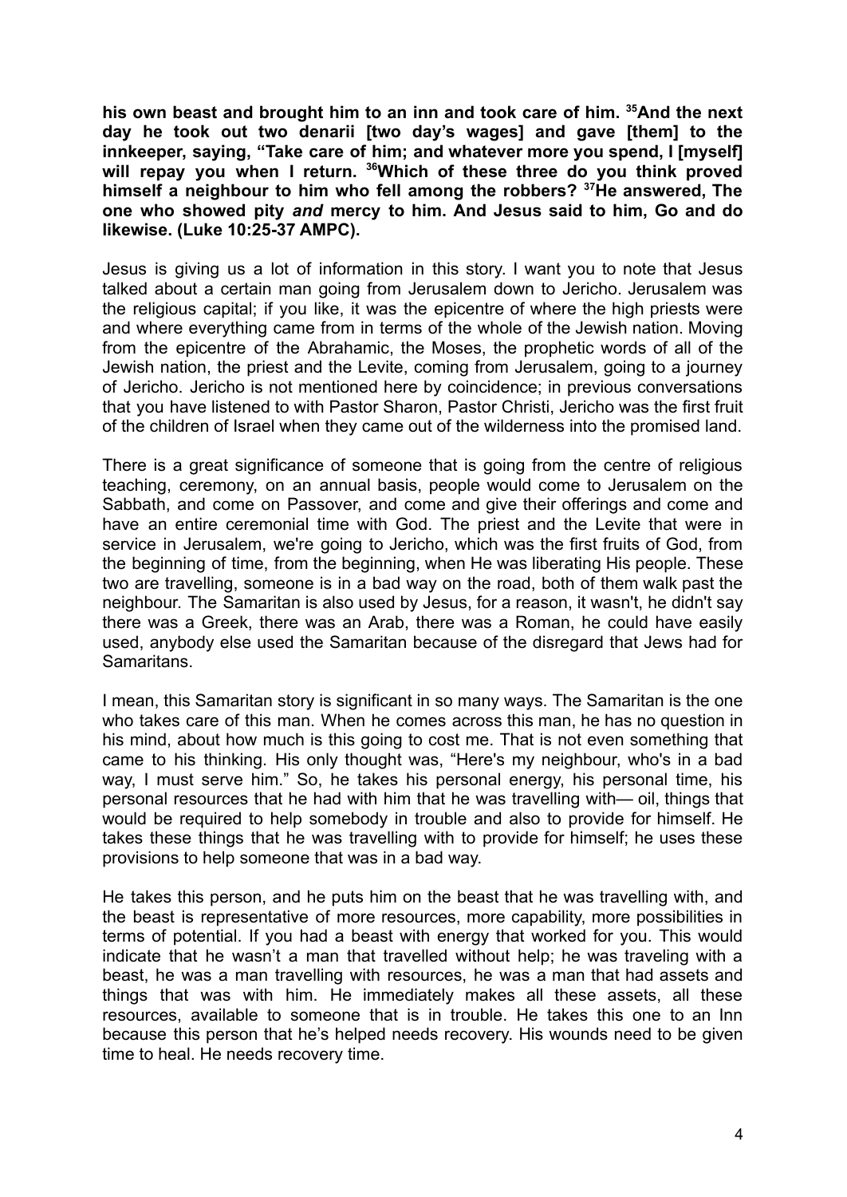**his own beast and brought him to an inn and took care of him. [35]And the next day he took out two denarii [two day's wages] and gave [them] to the innkeeper, saying, "Take care of him; and whatever more you spend, I [myself] will repay you when I return. [36]Which of these three do you think proved himself a neighbour to him who fell among the robbers? [37]He answered, The one who showed pity *and* mercy to him. And Jesus said to him, Go and do likewise. (Luke 10:25-37 AMPC).**

Jesus is giving us a lot of information in this story. I want you to note that Jesus talked about a certain man going from Jerusalem down to Jericho. Jerusalem was the religious capital; if you like, it was the epicentre of where the high priests were and where everything came from in terms of the whole of the Jewish nation. Moving from the epicentre of the Abrahamic, the Moses, the prophetic words of all of the Jewish nation, the priest and the Levite, coming from Jerusalem, going to a journey of Jericho. Jericho is not mentioned here by coincidence; in previous conversations that you have listened to with Pastor Sharon, Pastor Christi, Jericho was the first fruit of the children of Israel when they came out of the wilderness into the promised land.

There is a great significance of someone that is going from the centre of religious teaching, ceremony, on an annual basis, people would come to Jerusalem on the Sabbath, and come on Passover, and come and give their offerings and come and have an entire ceremonial time with God. The priest and the Levite that were in service in Jerusalem, we're going to Jericho, which was the first fruits of God, from the beginning of time, from the beginning, when He was liberating His people. These two are travelling, someone is in a bad way on the road, both of them walk past the neighbour. The Samaritan is also used by Jesus, for a reason, it wasn't, he didn't say there was a Greek, there was an Arab, there was a Roman, he could have easily used, anybody else used the Samaritan because of the disregard that Jews had for Samaritans.

I mean, this Samaritan story is significant in so many ways. The Samaritan is the one who takes care of this man. When he comes across this man, he has no question in his mind, about how much is this going to cost me. That is not even something that came to his thinking. His only thought was, "Here's my neighbour, who's in a bad way, I must serve him." So, he takes his personal energy, his personal time, his personal resources that he had with him that he was travelling with— oil, things that would be required to help somebody in trouble and also to provide for himself. He takes these things that he was travelling with to provide for himself; he uses these provisions to help someone that was in a bad way.

He takes this person, and he puts him on the beast that he was travelling with, and the beast is representative of more resources, more capability, more possibilities in terms of potential. If you had a beast with energy that worked for you. This would indicate that he wasn't a man that travelled without help; he was traveling with a beast, he was a man travelling with resources, he was a man that had assets and things that was with him. He immediately makes all these assets, all these resources, available to someone that is in trouble. He takes this one to an Inn because this person that he's helped needs recovery. His wounds need to be given time to heal. He needs recovery time.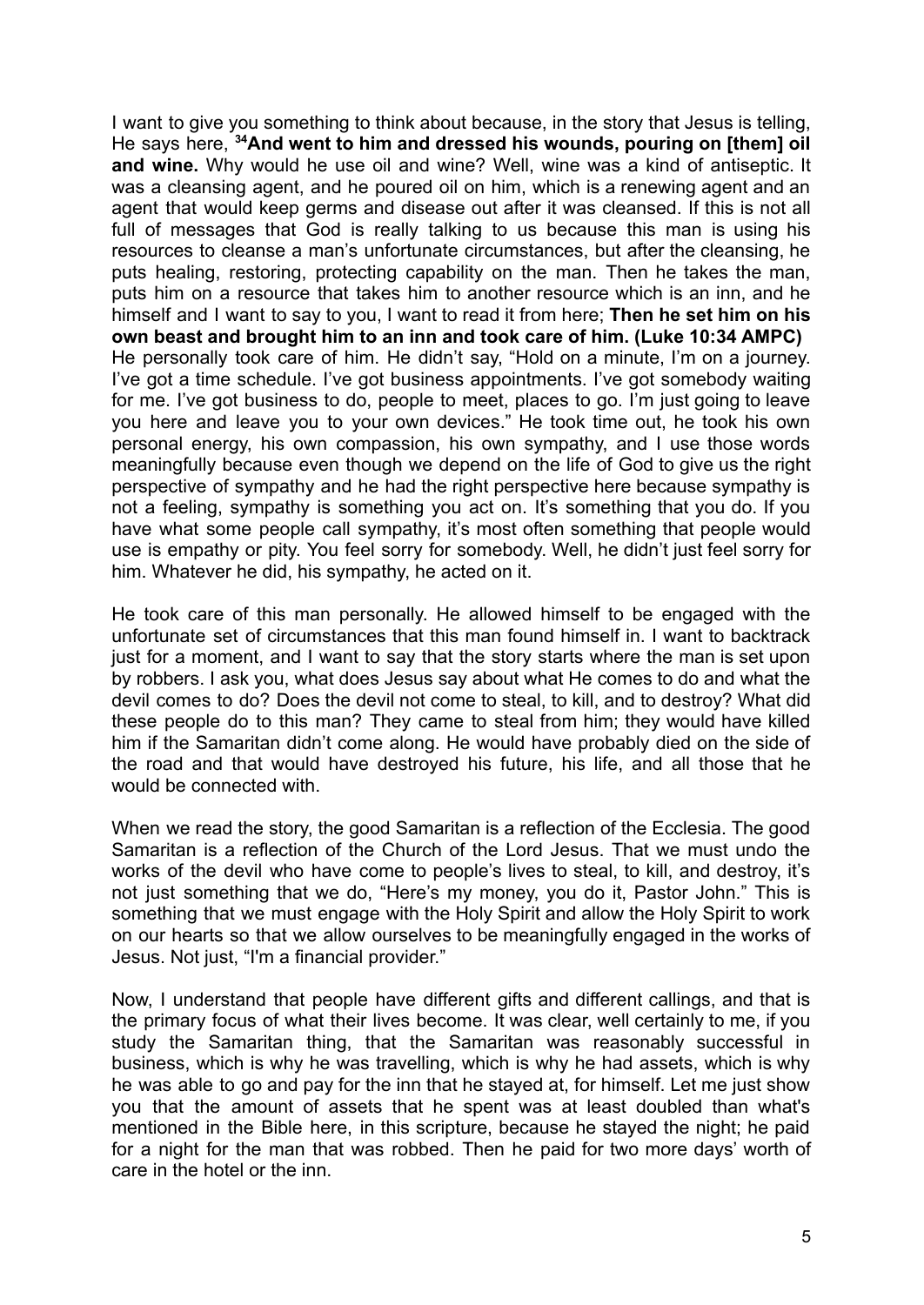I want to give you something to think about because, in the story that Jesus is telling, He says here, **[34]And went to him and dressed his wounds, pouring on [them] oil and wine.** Why would he use oil and wine? Well, wine was a kind of antiseptic. It was a cleansing agent, and he poured oil on him, which is a renewing agent and an agent that would keep germs and disease out after it was cleansed. If this is not all full of messages that God is really talking to us because this man is using his resources to cleanse a man's unfortunate circumstances, but after the cleansing, he puts healing, restoring, protecting capability on the man. Then he takes the man, puts him on a resource that takes him to another resource which is an inn, and he himself and I want to say to you, I want to read it from here; **Then he set him on his own beast and brought him to an inn and took care of him. (Luke 10:34 AMPC)** He personally took care of him. He didn't say, "Hold on a minute, I'm on a journey. I've got a time schedule. I've got business appointments. I've got somebody waiting for me. I've got business to do, people to meet, places to go. I'm just going to leave you here and leave you to your own devices." He took time out, he took his own personal energy, his own compassion, his own sympathy, and I use those words meaningfully because even though we depend on the life of God to give us the right perspective of sympathy and he had the right perspective here because sympathy is not a feeling, sympathy is something you act on. It's something that you do. If you have what some people call sympathy, it's most often something that people would use is empathy or pity. You feel sorry for somebody. Well, he didn't just feel sorry for him. Whatever he did, his sympathy, he acted on it.

He took care of this man personally. He allowed himself to be engaged with the unfortunate set of circumstances that this man found himself in. I want to backtrack just for a moment, and I want to say that the story starts where the man is set upon by robbers. I ask you, what does Jesus say about what He comes to do and what the devil comes to do? Does the devil not come to steal, to kill, and to destroy? What did these people do to this man? They came to steal from him; they would have killed him if the Samaritan didn't come along. He would have probably died on the side of the road and that would have destroyed his future, his life, and all those that he would be connected with.

When we read the story, the good Samaritan is a reflection of the Ecclesia. The good Samaritan is a reflection of the Church of the Lord Jesus. That we must undo the works of the devil who have come to people's lives to steal, to kill, and destroy, it's not just something that we do, "Here's my money, you do it, Pastor John." This is something that we must engage with the Holy Spirit and allow the Holy Spirit to work on our hearts so that we allow ourselves to be meaningfully engaged in the works of Jesus. Not just, "I'm a financial provider."

Now, I understand that people have different gifts and different callings, and that is the primary focus of what their lives become. It was clear, well certainly to me, if you study the Samaritan thing, that the Samaritan was reasonably successful in business, which is why he was travelling, which is why he had assets, which is why he was able to go and pay for the inn that he stayed at, for himself. Let me just show you that the amount of assets that he spent was at least doubled than what's mentioned in the Bible here, in this scripture, because he stayed the night; he paid for a night for the man that was robbed. Then he paid for two more days' worth of care in the hotel or the inn.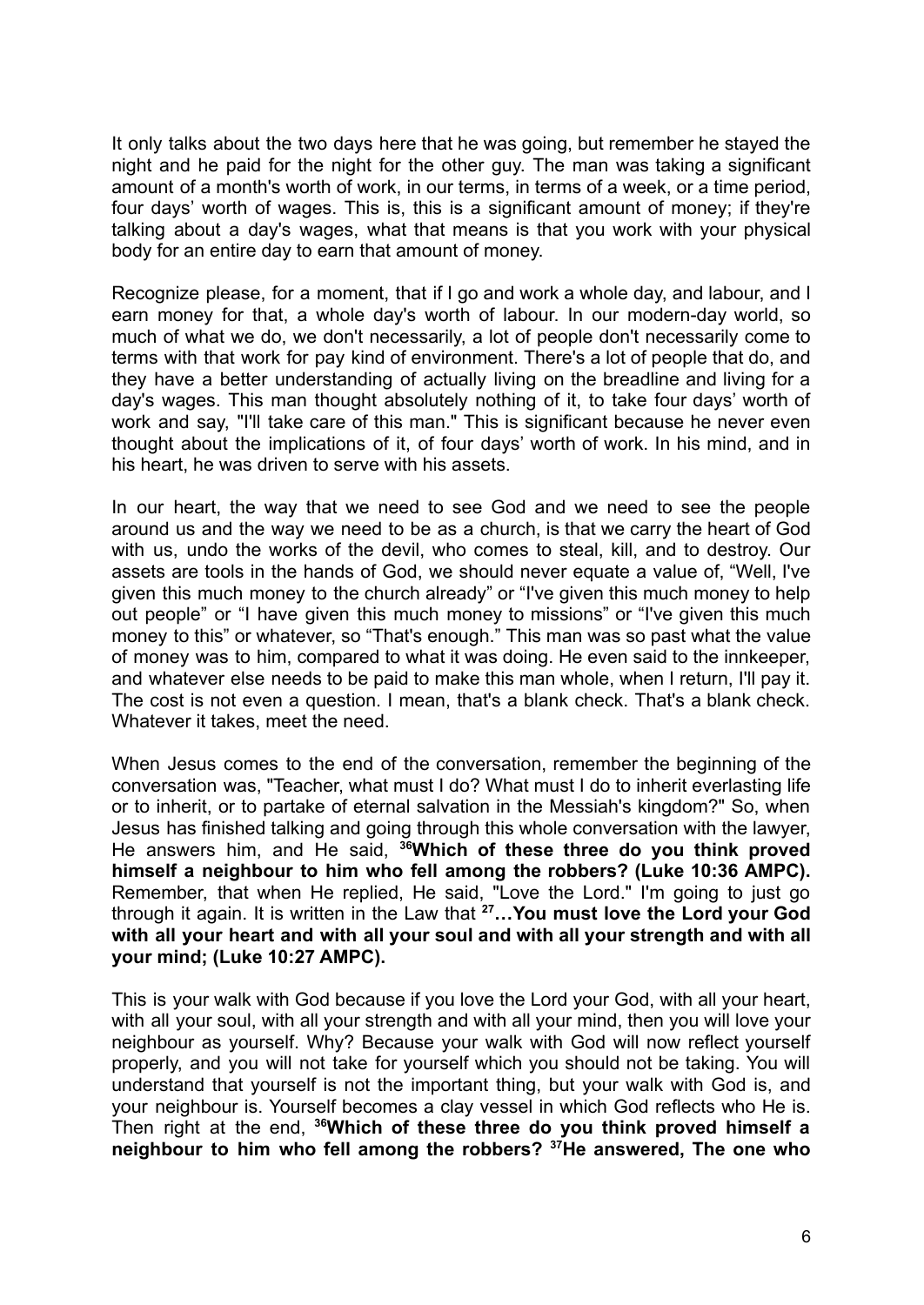It only talks about the two days here that he was going, but remember he stayed the night and he paid for the night for the other guy. The man was taking a significant amount of a month's worth of work, in our terms, in terms of a week, or a time period, four days' worth of wages. This is, this is a significant amount of money; if they're talking about a day's wages, what that means is that you work with your physical body for an entire day to earn that amount of money.

Recognize please, for a moment, that if I go and work a whole day, and labour, and I earn money for that, a whole day's worth of labour. In our modern-day world, so much of what we do, we don't necessarily, a lot of people don't necessarily come to terms with that work for pay kind of environment. There's a lot of people that do, and they have a better understanding of actually living on the breadline and living for a day's wages. This man thought absolutely nothing of it, to take four days' worth of work and say, "I'll take care of this man." This is significant because he never even thought about the implications of it, of four days' worth of work. In his mind, and in his heart, he was driven to serve with his assets.

In our heart, the way that we need to see God and we need to see the people around us and the way we need to be as a church, is that we carry the heart of God with us, undo the works of the devil, who comes to steal, kill, and to destroy. Our assets are tools in the hands of God, we should never equate a value of, "Well, I've given this much money to the church already" or "I've given this much money to help out people" or "I have given this much money to missions" or "I've given this much money to this" or whatever, so "That's enough." This man was so past what the value of money was to him, compared to what it was doing. He even said to the innkeeper, and whatever else needs to be paid to make this man whole, when I return, I'll pay it. The cost is not even a question. I mean, that's a blank check. That's a blank check. Whatever it takes, meet the need.

When Jesus comes to the end of the conversation, remember the beginning of the conversation was, "Teacher, what must I do? What must I do to inherit everlasting life or to inherit, or to partake of eternal salvation in the Messiah's kingdom?" So, when Jesus has finished talking and going through this whole conversation with the lawyer, He answers him, and He said, **[36]Which of these three do you think proved himself a neighbour to him who fell among the robbers? (Luke 10:36 AMPC).** Remember, that when He replied, He said, "Love the Lord." I'm going to just go through it again. It is written in the Law that **[27]…You must love the Lord your God with all your heart and with all your soul and with all your strength and with all your mind; (Luke 10:27 AMPC).**

This is your walk with God because if you love the Lord your God, with all your heart, with all your soul, with all your strength and with all your mind, then you will love your neighbour as yourself. Why? Because your walk with God will now reflect yourself properly, and you will not take for yourself which you should not be taking. You will understand that yourself is not the important thing, but your walk with God is, and your neighbour is. Yourself becomes a clay vessel in which God reflects who He is. Then right at the end, **[36]Which of these three do you think proved himself a neighbour to him who fell among the robbers? [37]He answered, The one who**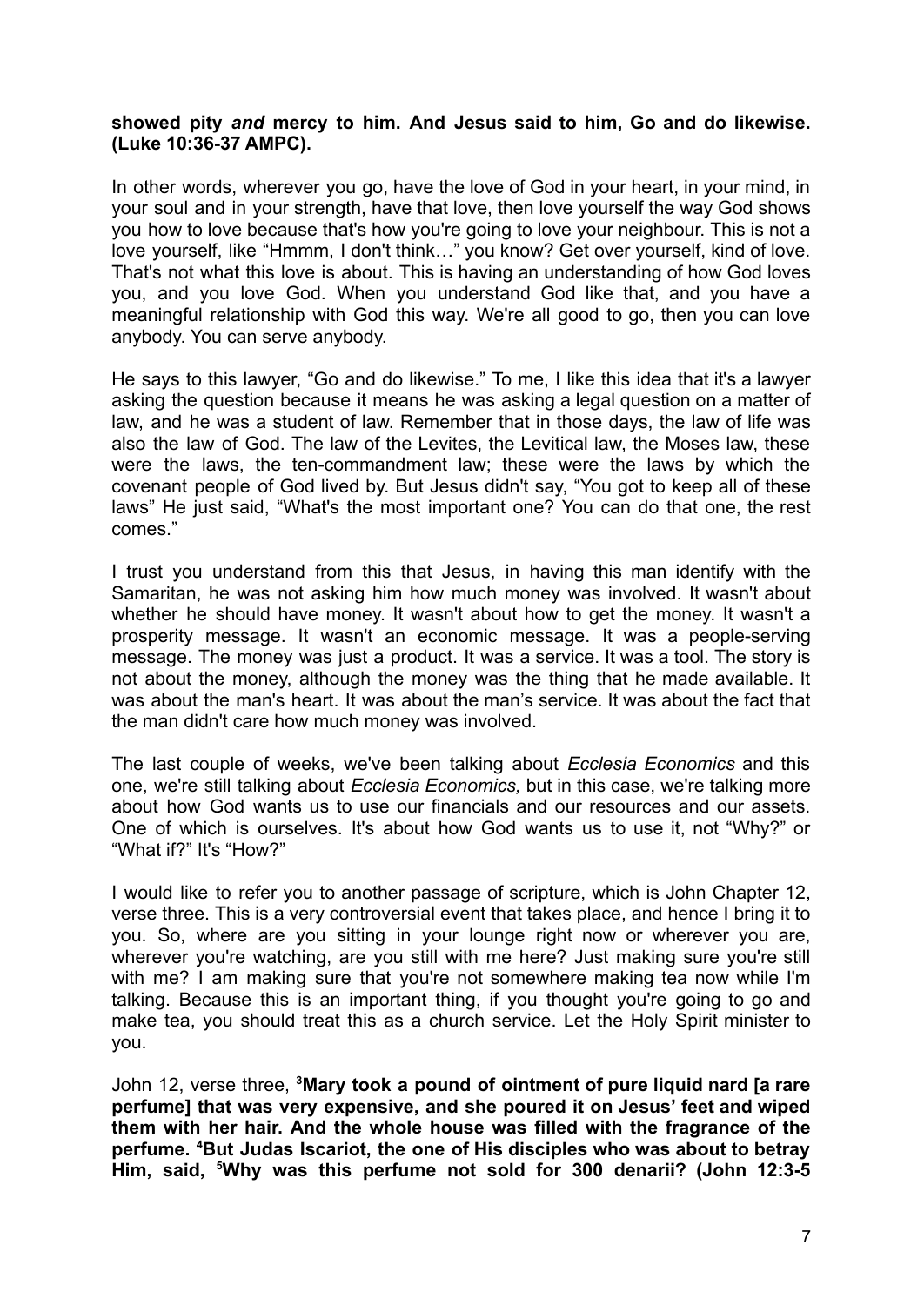**showed pity *and* mercy to him. And Jesus said to him, Go and do likewise. (Luke 10:36-37 AMPC).**

In other words, wherever you go, have the love of God in your heart, in your mind, in your soul and in your strength, have that love, then love yourself the way God shows you how to love because that's how you're going to love your neighbour. This is not a love yourself, like "Hmmm, I don't think…" you know? Get over yourself, kind of love. That's not what this love is about. This is having an understanding of how God loves you, and you love God. When you understand God like that, and you have a meaningful relationship with God this way. We're all good to go, then you can love anybody. You can serve anybody.

He says to this lawyer, "Go and do likewise." To me, I like this idea that it's a lawyer asking the question because it means he was asking a legal question on a matter of law, and he was a student of law. Remember that in those days, the law of life was also the law of God. The law of the Levites, the Levitical law, the Moses law, these were the laws, the ten-commandment law; these were the laws by which the covenant people of God lived by. But Jesus didn't say, "You got to keep all of these laws" He just said, "What's the most important one? You can do that one, the rest comes."

I trust you understand from this that Jesus, in having this man identify with the Samaritan, he was not asking him how much money was involved. It wasn't about whether he should have money. It wasn't about how to get the money. It wasn't a prosperity message. It wasn't an economic message. It was a people-serving message. The money was just a product. It was a service. It was a tool. The story is not about the money, although the money was the thing that he made available. It was about the man's heart. It was about the man's service. It was about the fact that the man didn't care how much money was involved.

The last couple of weeks, we've been talking about *Ecclesia Economics* and this one, we're still talking about *Ecclesia Economics,* but in this case, we're talking more about how God wants us to use our financials and our resources and our assets. One of which is ourselves. It's about how God wants us to use it, not "Why?" or "What if?" It's "How?"

I would like to refer you to another passage of scripture, which is John Chapter 12, verse three. This is a very controversial event that takes place, and hence I bring it to you. So, where are you sitting in your lounge right now or wherever you are, wherever you're watching, are you still with me here? Just making sure you're still with me? I am making sure that you're not somewhere making tea now while I'm talking. Because this is an important thing, if you thought you're going to go and make tea, you should treat this as a church service. Let the Holy Spirit minister to you.

John 12, verse three, **[3]Mary took a pound of ointment of pure liquid nard [a rare perfume] that was very expensive, and she poured it on Jesus' feet and wiped them with her hair. And the whole house was filled with the fragrance of the perfume. [4]But Judas Iscariot, the one of His disciples who was about to betray Him, said, [5]Why was this perfume not sold for 300 denarii? (John 12:3-5**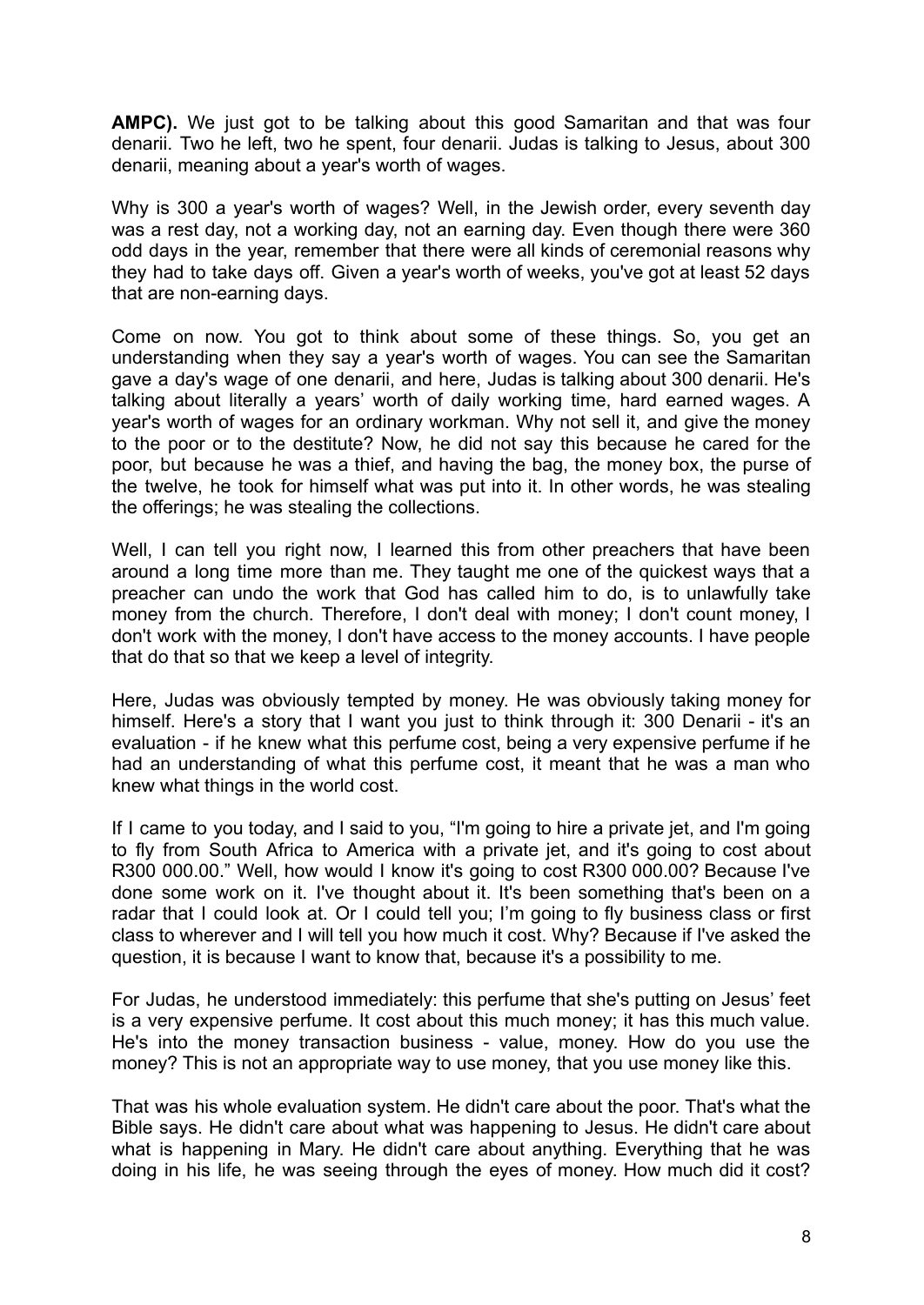**AMPC).** We just got to be talking about this good Samaritan and that was four denarii. Two he left, two he spent, four denarii. Judas is talking to Jesus, about 300 denarii, meaning about a year's worth of wages.

Why is 300 a year's worth of wages? Well, in the Jewish order, every seventh day was a rest day, not a working day, not an earning day. Even though there were 360 odd days in the year, remember that there were all kinds of ceremonial reasons why they had to take days off. Given a year's worth of weeks, you've got at least 52 days that are non-earning days.

Come on now. You got to think about some of these things. So, you get an understanding when they say a year's worth of wages. You can see the Samaritan gave a day's wage of one denarii, and here, Judas is talking about 300 denarii. He's talking about literally a years' worth of daily working time, hard earned wages. A year's worth of wages for an ordinary workman. Why not sell it, and give the money to the poor or to the destitute? Now, he did not say this because he cared for the poor, but because he was a thief, and having the bag, the money box, the purse of the twelve, he took for himself what was put into it. In other words, he was stealing the offerings; he was stealing the collections.

Well, I can tell you right now, I learned this from other preachers that have been around a long time more than me. They taught me one of the quickest ways that a preacher can undo the work that God has called him to do, is to unlawfully take money from the church. Therefore, I don't deal with money; I don't count money, I don't work with the money, I don't have access to the money accounts. I have people that do that so that we keep a level of integrity.

Here, Judas was obviously tempted by money. He was obviously taking money for himself. Here's a story that I want you just to think through it: 300 Denarii - it's an evaluation - if he knew what this perfume cost, being a very expensive perfume if he had an understanding of what this perfume cost, it meant that he was a man who knew what things in the world cost.

If I came to you today, and I said to you, "I'm going to hire a private jet, and I'm going to fly from South Africa to America with a private jet, and it's going to cost about R300 000.00." Well, how would I know it's going to cost R300 000.00? Because I've done some work on it. I've thought about it. It's been something that's been on a radar that I could look at. Or I could tell you; I'm going to fly business class or first class to wherever and I will tell you how much it cost. Why? Because if I've asked the question, it is because I want to know that, because it's a possibility to me.

For Judas, he understood immediately: this perfume that she's putting on Jesus' feet is a very expensive perfume. It cost about this much money; it has this much value. He's into the money transaction business - value, money. How do you use the money? This is not an appropriate way to use money, that you use money like this.

That was his whole evaluation system. He didn't care about the poor. That's what the Bible says. He didn't care about what was happening to Jesus. He didn't care about what is happening in Mary. He didn't care about anything. Everything that he was doing in his life, he was seeing through the eyes of money. How much did it cost?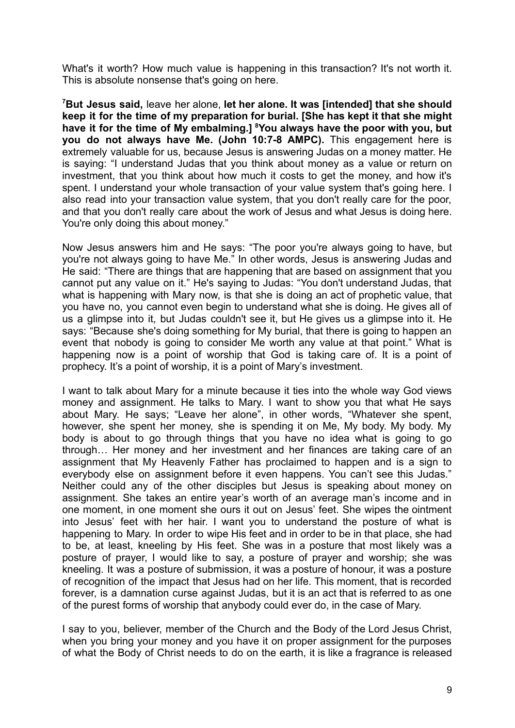What's it worth? How much value is happening in this transaction? It's not worth it. This is absolute nonsense that's going on here.

[7]**But Jesus said,** leave her alone, **let her alone. It was [intended] that she should keep it for the time of my preparation for burial. [She has kept it that she might have it for the time of My embalming.]** [8]**You always have the poor with you, but you do not always have Me. (John 10:7-8 AMPC).** This engagement here is extremely valuable for us, because Jesus is answering Judas on a money matter. He is saying: "I understand Judas that you think about money as a value or return on investment, that you think about how much it costs to get the money, and how it's spent. I understand your whole transaction of your value system that's going here. I also read into your transaction value system, that you don't really care for the poor, and that you don't really care about the work of Jesus and what Jesus is doing here. You're only doing this about money."

Now Jesus answers him and He says: "The poor you're always going to have, but you're not always going to have Me." In other words, Jesus is answering Judas and He said: "There are things that are happening that are based on assignment that you cannot put any value on it." He's saying to Judas: "You don't understand Judas, that what is happening with Mary now, is that she is doing an act of prophetic value, that you have no, you cannot even begin to understand what she is doing. He gives all of us a glimpse into it, but Judas couldn't see it, but He gives us a glimpse into it. He says: "Because she's doing something for My burial, that there is going to happen an event that nobody is going to consider Me worth any value at that point." What is happening now is a point of worship that God is taking care of. It is a point of prophecy. It's a point of worship, it is a point of Mary's investment.

I want to talk about Mary for a minute because it ties into the whole way God views money and assignment. He talks to Mary. I want to show you that what He says about Mary. He says; "Leave her alone", in other words, "Whatever she spent, however, she spent her money, she is spending it on Me, My body. My body. My body is about to go through things that you have no idea what is going to go through… Her money and her investment and her finances are taking care of an assignment that My Heavenly Father has proclaimed to happen and is a sign to everybody else on assignment before it even happens. You can't see this Judas." Neither could any of the other disciples but Jesus is speaking about money on assignment. She takes an entire year's worth of an average man's income and in one moment, in one moment she ours it out on Jesus' feet. She wipes the ointment into Jesus' feet with her hair. I want you to understand the posture of what is happening to Mary. In order to wipe His feet and in order to be in that place, she had to be, at least, kneeling by His feet. She was in a posture that most likely was a posture of prayer, I would like to say, a posture of prayer and worship; she was kneeling. It was a posture of submission, it was a posture of honour, it was a posture of recognition of the impact that Jesus had on her life. This moment, that is recorded forever, is a damnation curse against Judas, but it is an act that is referred to as one of the purest forms of worship that anybody could ever do, in the case of Mary.

I say to you, believer, member of the Church and the Body of the Lord Jesus Christ, when you bring your money and you have it on proper assignment for the purposes of what the Body of Christ needs to do on the earth, it is like a fragrance is released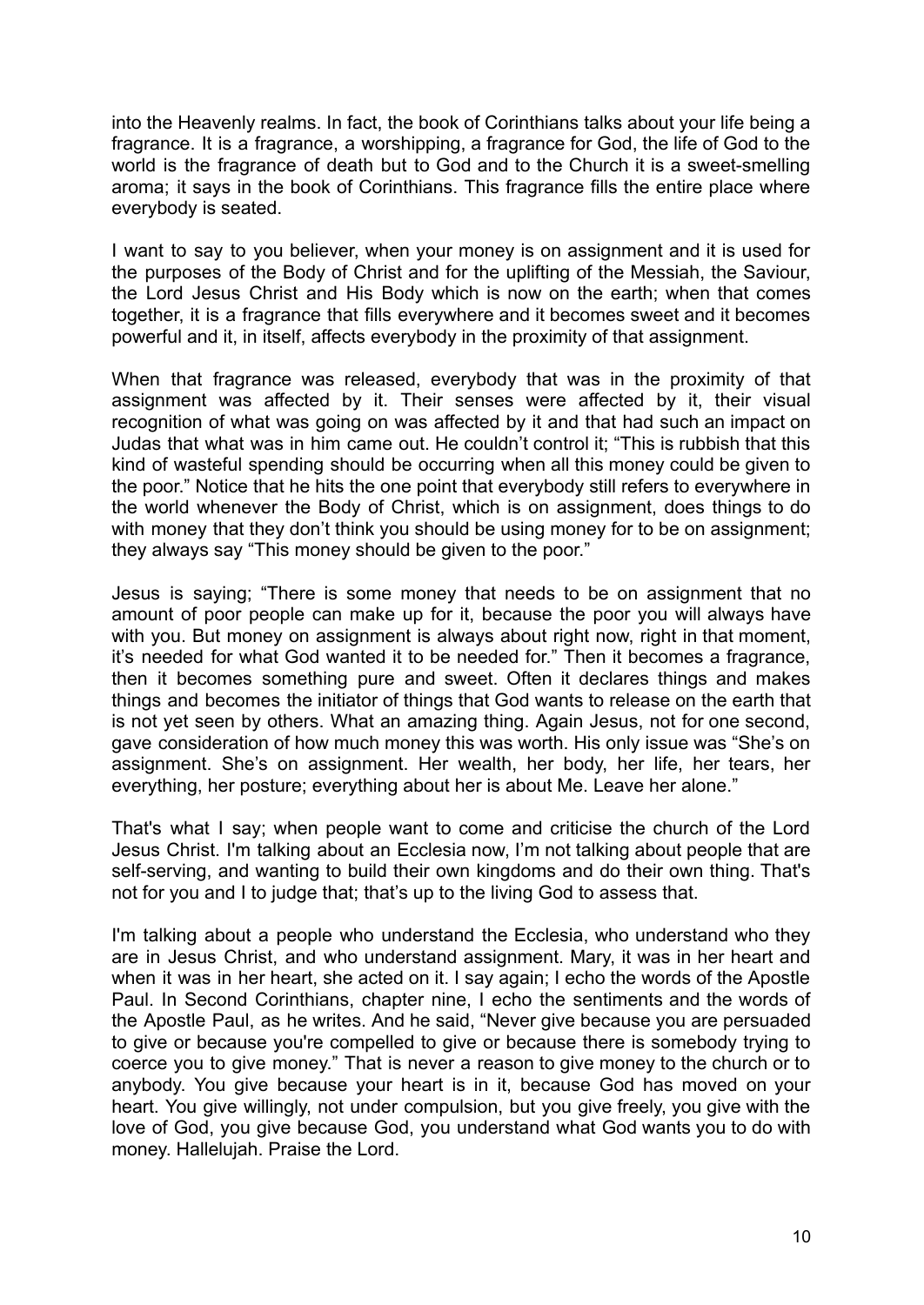into the Heavenly realms. In fact, the book of Corinthians talks about your life being a fragrance. It is a fragrance, a worshipping, a fragrance for God, the life of God to the world is the fragrance of death but to God and to the Church it is a sweet-smelling aroma; it says in the book of Corinthians. This fragrance fills the entire place where everybody is seated.

I want to say to you believer, when your money is on assignment and it is used for the purposes of the Body of Christ and for the uplifting of the Messiah, the Saviour, the Lord Jesus Christ and His Body which is now on the earth; when that comes together, it is a fragrance that fills everywhere and it becomes sweet and it becomes powerful and it, in itself, affects everybody in the proximity of that assignment.

When that fragrance was released, everybody that was in the proximity of that assignment was affected by it. Their senses were affected by it, their visual recognition of what was going on was affected by it and that had such an impact on Judas that what was in him came out. He couldn't control it; "This is rubbish that this kind of wasteful spending should be occurring when all this money could be given to the poor." Notice that he hits the one point that everybody still refers to everywhere in the world whenever the Body of Christ, which is on assignment, does things to do with money that they don't think you should be using money for to be on assignment; they always say "This money should be given to the poor."

Jesus is saying; "There is some money that needs to be on assignment that no amount of poor people can make up for it, because the poor you will always have with you. But money on assignment is always about right now, right in that moment, it's needed for what God wanted it to be needed for." Then it becomes a fragrance, then it becomes something pure and sweet. Often it declares things and makes things and becomes the initiator of things that God wants to release on the earth that is not yet seen by others. What an amazing thing. Again Jesus, not for one second, gave consideration of how much money this was worth. His only issue was "She's on assignment. She's on assignment. Her wealth, her body, her life, her tears, her everything, her posture; everything about her is about Me. Leave her alone."

That's what I say; when people want to come and criticise the church of the Lord Jesus Christ. I'm talking about an Ecclesia now, I'm not talking about people that are self-serving, and wanting to build their own kingdoms and do their own thing. That's not for you and I to judge that; that's up to the living God to assess that.

I'm talking about a people who understand the Ecclesia, who understand who they are in Jesus Christ, and who understand assignment. Mary, it was in her heart and when it was in her heart, she acted on it. I say again; I echo the words of the Apostle Paul. In Second Corinthians, chapter nine, I echo the sentiments and the words of the Apostle Paul, as he writes. And he said, "Never give because you are persuaded to give or because you're compelled to give or because there is somebody trying to coerce you to give money." That is never a reason to give money to the church or to anybody. You give because your heart is in it, because God has moved on your heart. You give willingly, not under compulsion, but you give freely, you give with the love of God, you give because God, you understand what God wants you to do with money. Hallelujah. Praise the Lord.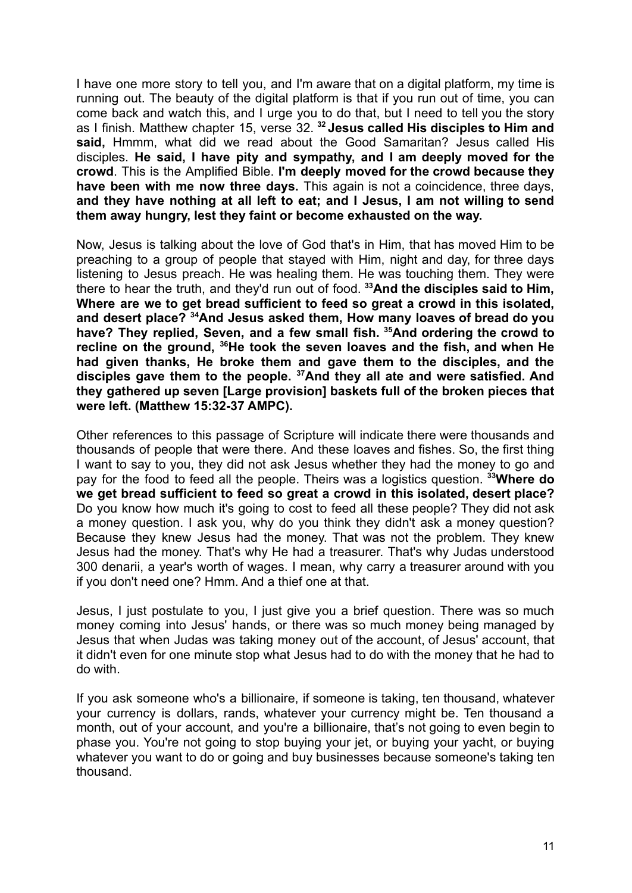I have one more story to tell you, and I'm aware that on a digital platform, my time is running out. The beauty of the digital platform is that if you run out of time, you can come back and watch this, and I urge you to do that, but I need to tell you the story as I finish. Matthew chapter 15, verse 32. **32 Jesus called His disciples to Him and said,** Hmmm, what did we read about the Good Samaritan? Jesus called His disciples. **He said, I have pity and sympathy, and I am deeply moved for the crowd**. This is the Amplified Bible. **I'm deeply moved for the crowd because they have been with me now three days.** This again is not a coincidence, three days, **and they have nothing at all left to eat; and I Jesus, I am not willing to send them away hungry, lest they faint or become exhausted on the way.**

Now, Jesus is talking about the love of God that's in Him, that has moved Him to be preaching to a group of people that stayed with Him, night and day, for three days listening to Jesus preach. He was healing them. He was touching them. They were there to hear the truth, and they'd run out of food. **33And the disciples said to Him, Where are we to get bread sufficient to feed so great a crowd in this isolated, and desert place? 34And Jesus asked them, How many loaves of bread do you have? They replied, Seven, and a few small fish. 35And ordering the crowd to recline on the ground, 36He took the seven loaves and the fish, and when He had given thanks, He broke them and gave them to the disciples, and the disciples gave them to the people. 37And they all ate and were satisfied. And they gathered up seven [Large provision] baskets full of the broken pieces that were left. (Matthew 15:32-37 AMPC).**

Other references to this passage of Scripture will indicate there were thousands and thousands of people that were there. And these loaves and fishes. So, the first thing I want to say to you, they did not ask Jesus whether they had the money to go and pay for the food to feed all the people. Theirs was a logistics question. **33Where do we get bread sufficient to feed so great a crowd in this isolated, desert place?** Do you know how much it's going to cost to feed all these people? They did not ask a money question. I ask you, why do you think they didn't ask a money question? Because they knew Jesus had the money. That was not the problem. They knew Jesus had the money. That's why He had a treasurer. That's why Judas understood 300 denarii, a year's worth of wages. I mean, why carry a treasurer around with you if you don't need one? Hmm. And a thief one at that.

Jesus, I just postulate to you, I just give you a brief question. There was so much money coming into Jesus' hands, or there was so much money being managed by Jesus that when Judas was taking money out of the account, of Jesus' account, that it didn't even for one minute stop what Jesus had to do with the money that he had to do with.

If you ask someone who's a billionaire, if someone is taking, ten thousand, whatever your currency is dollars, rands, whatever your currency might be. Ten thousand a month, out of your account, and you're a billionaire, that's not going to even begin to phase you. You're not going to stop buying your jet, or buying your yacht, or buying whatever you want to do or going and buy businesses because someone's taking ten thousand.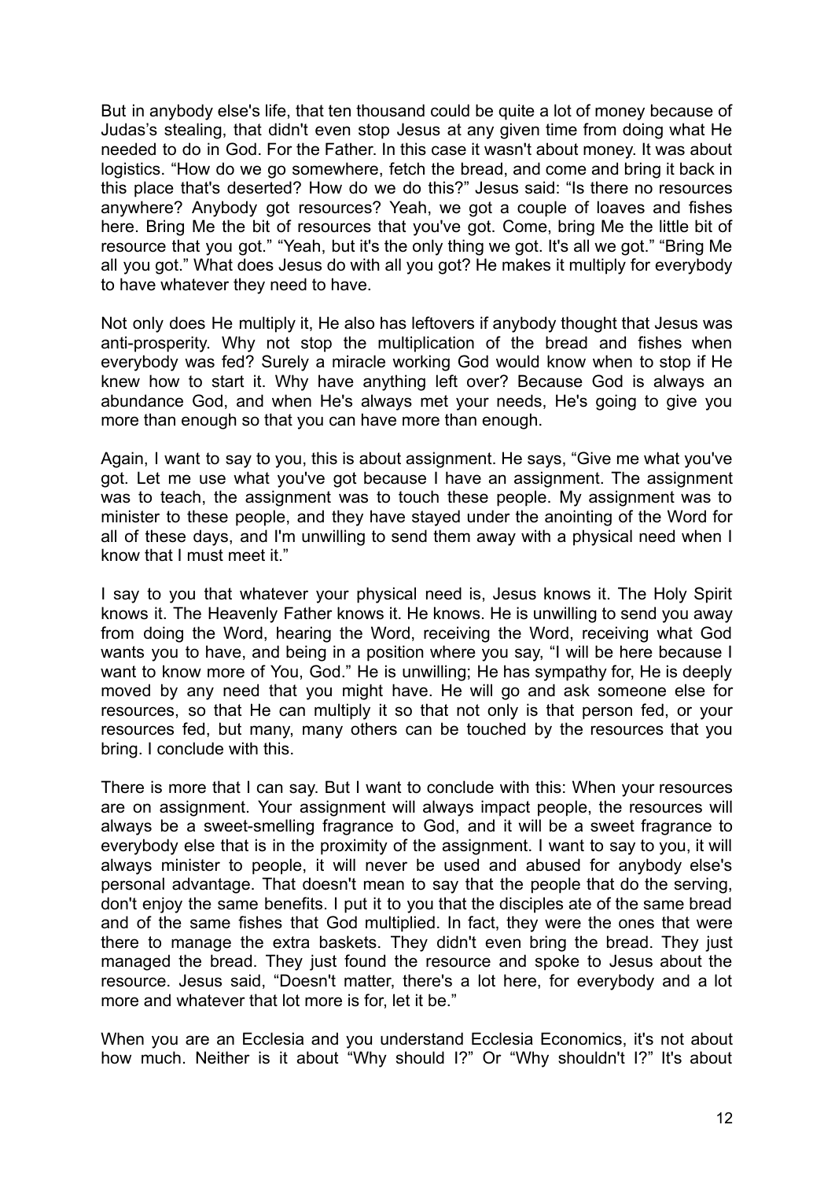But in anybody else's life, that ten thousand could be quite a lot of money because of Judas's stealing, that didn't even stop Jesus at any given time from doing what He needed to do in God. For the Father. In this case it wasn't about money. It was about logistics. "How do we go somewhere, fetch the bread, and come and bring it back in this place that's deserted? How do we do this?" Jesus said: "Is there no resources anywhere? Anybody got resources? Yeah, we got a couple of loaves and fishes here. Bring Me the bit of resources that you've got. Come, bring Me the little bit of resource that you got." "Yeah, but it's the only thing we got. It's all we got." "Bring Me all you got." What does Jesus do with all you got? He makes it multiply for everybody to have whatever they need to have.

Not only does He multiply it, He also has leftovers if anybody thought that Jesus was anti-prosperity. Why not stop the multiplication of the bread and fishes when everybody was fed? Surely a miracle working God would know when to stop if He knew how to start it. Why have anything left over? Because God is always an abundance God, and when He's always met your needs, He's going to give you more than enough so that you can have more than enough.

Again, I want to say to you, this is about assignment. He says, "Give me what you've got. Let me use what you've got because I have an assignment. The assignment was to teach, the assignment was to touch these people. My assignment was to minister to these people, and they have stayed under the anointing of the Word for all of these days, and I'm unwilling to send them away with a physical need when I know that I must meet it."

I say to you that whatever your physical need is, Jesus knows it. The Holy Spirit knows it. The Heavenly Father knows it. He knows. He is unwilling to send you away from doing the Word, hearing the Word, receiving the Word, receiving what God wants you to have, and being in a position where you say, "I will be here because I want to know more of You, God." He is unwilling; He has sympathy for, He is deeply moved by any need that you might have. He will go and ask someone else for resources, so that He can multiply it so that not only is that person fed, or your resources fed, but many, many others can be touched by the resources that you bring. I conclude with this.

There is more that I can say. But I want to conclude with this: When your resources are on assignment. Your assignment will always impact people, the resources will always be a sweet-smelling fragrance to God, and it will be a sweet fragrance to everybody else that is in the proximity of the assignment. I want to say to you, it will always minister to people, it will never be used and abused for anybody else's personal advantage. That doesn't mean to say that the people that do the serving, don't enjoy the same benefits. I put it to you that the disciples ate of the same bread and of the same fishes that God multiplied. In fact, they were the ones that were there to manage the extra baskets. They didn't even bring the bread. They just managed the bread. They just found the resource and spoke to Jesus about the resource. Jesus said, "Doesn't matter, there's a lot here, for everybody and a lot more and whatever that lot more is for, let it be."

When you are an Ecclesia and you understand Ecclesia Economics, it's not about how much. Neither is it about "Why should I?" Or "Why shouldn't I?" It's about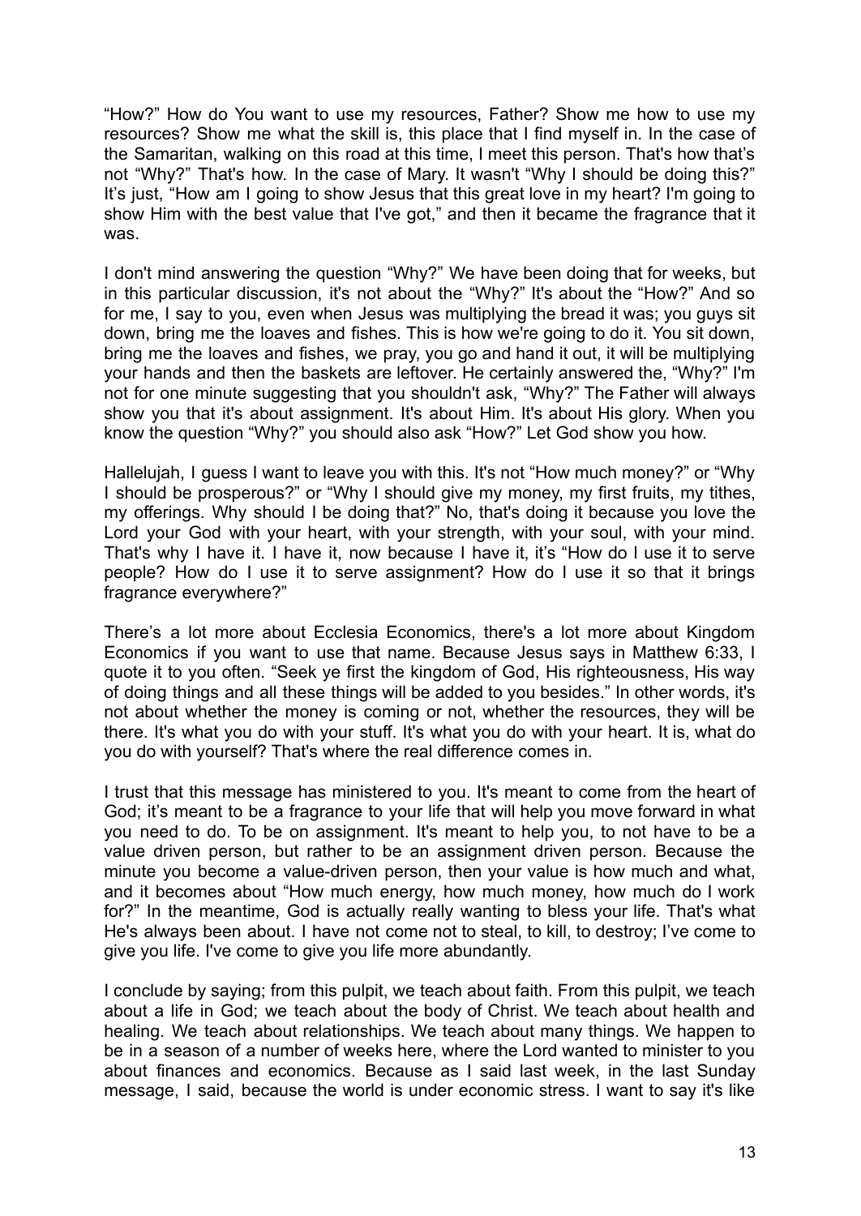"How?" How do You want to use my resources, Father? Show me how to use my resources? Show me what the skill is, this place that I find myself in. In the case of the Samaritan, walking on this road at this time, I meet this person. That's how that's not "Why?" That's how. In the case of Mary. It wasn't "Why I should be doing this?" It's just, "How am I going to show Jesus that this great love in my heart? I'm going to show Him with the best value that I've got," and then it became the fragrance that it was.

I don't mind answering the question "Why?" We have been doing that for weeks, but in this particular discussion, it's not about the "Why?" It's about the "How?" And so for me, I say to you, even when Jesus was multiplying the bread it was; you guys sit down, bring me the loaves and fishes. This is how we're going to do it. You sit down, bring me the loaves and fishes, we pray, you go and hand it out, it will be multiplying your hands and then the baskets are leftover. He certainly answered the, "Why?" I'm not for one minute suggesting that you shouldn't ask, "Why?" The Father will always show you that it's about assignment. It's about Him. It's about His glory. When you know the question "Why?" you should also ask "How?" Let God show you how.

Hallelujah, I guess I want to leave you with this. It's not "How much money?" or "Why I should be prosperous?" or "Why I should give my money, my first fruits, my tithes, my offerings. Why should I be doing that?" No, that's doing it because you love the Lord your God with your heart, with your strength, with your soul, with your mind. That's why I have it. I have it, now because I have it, it's "How do I use it to serve people? How do I use it to serve assignment? How do I use it so that it brings fragrance everywhere?"

There's a lot more about Ecclesia Economics, there's a lot more about Kingdom Economics if you want to use that name. Because Jesus says in Matthew 6:33, I quote it to you often. "Seek ye first the kingdom of God, His righteousness, His way of doing things and all these things will be added to you besides." In other words, it's not about whether the money is coming or not, whether the resources, they will be there. It's what you do with your stuff. It's what you do with your heart. It is, what do you do with yourself? That's where the real difference comes in.

I trust that this message has ministered to you. It's meant to come from the heart of God; it's meant to be a fragrance to your life that will help you move forward in what you need to do. To be on assignment. It's meant to help you, to not have to be a value driven person, but rather to be an assignment driven person. Because the minute you become a value-driven person, then your value is how much and what, and it becomes about "How much energy, how much money, how much do I work for?" In the meantime, God is actually really wanting to bless your life. That's what He's always been about. I have not come not to steal, to kill, to destroy; I've come to give you life. I've come to give you life more abundantly.

I conclude by saying; from this pulpit, we teach about faith. From this pulpit, we teach about a life in God; we teach about the body of Christ. We teach about health and healing. We teach about relationships. We teach about many things. We happen to be in a season of a number of weeks here, where the Lord wanted to minister to you about finances and economics. Because as I said last week, in the last Sunday message, I said, because the world is under economic stress. I want to say it's like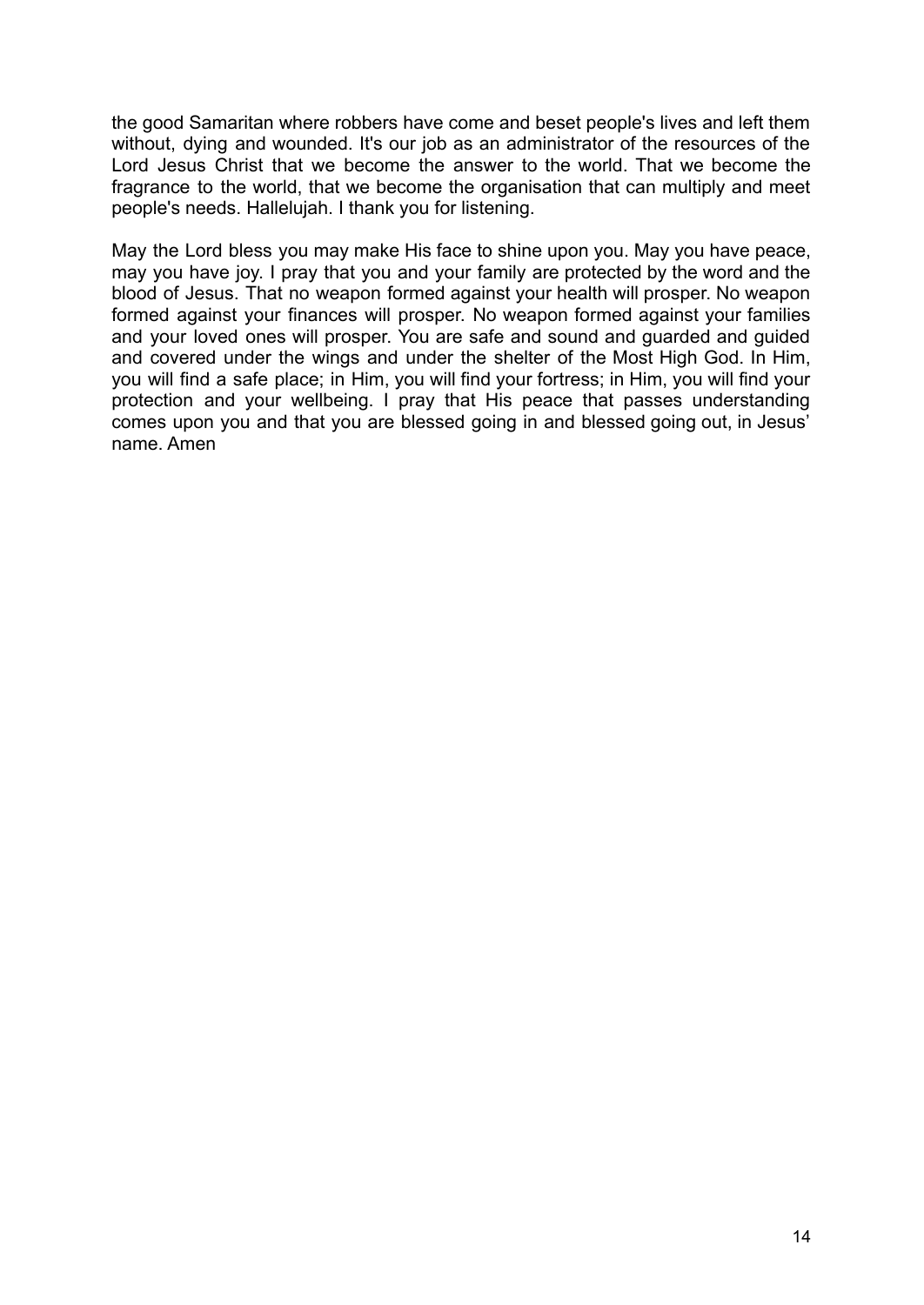the good Samaritan where robbers have come and beset people's lives and left them without, dying and wounded. It's our job as an administrator of the resources of the Lord Jesus Christ that we become the answer to the world. That we become the fragrance to the world, that we become the organisation that can multiply and meet people's needs. Hallelujah. I thank you for listening.

May the Lord bless you may make His face to shine upon you. May you have peace, may you have joy. I pray that you and your family are protected by the word and the blood of Jesus. That no weapon formed against your health will prosper. No weapon formed against your finances will prosper. No weapon formed against your families and your loved ones will prosper. You are safe and sound and guarded and guided and covered under the wings and under the shelter of the Most High God. In Him, you will find a safe place; in Him, you will find your fortress; in Him, you will find your protection and your wellbeing. I pray that His peace that passes understanding comes upon you and that you are blessed going in and blessed going out, in Jesus' name. Amen